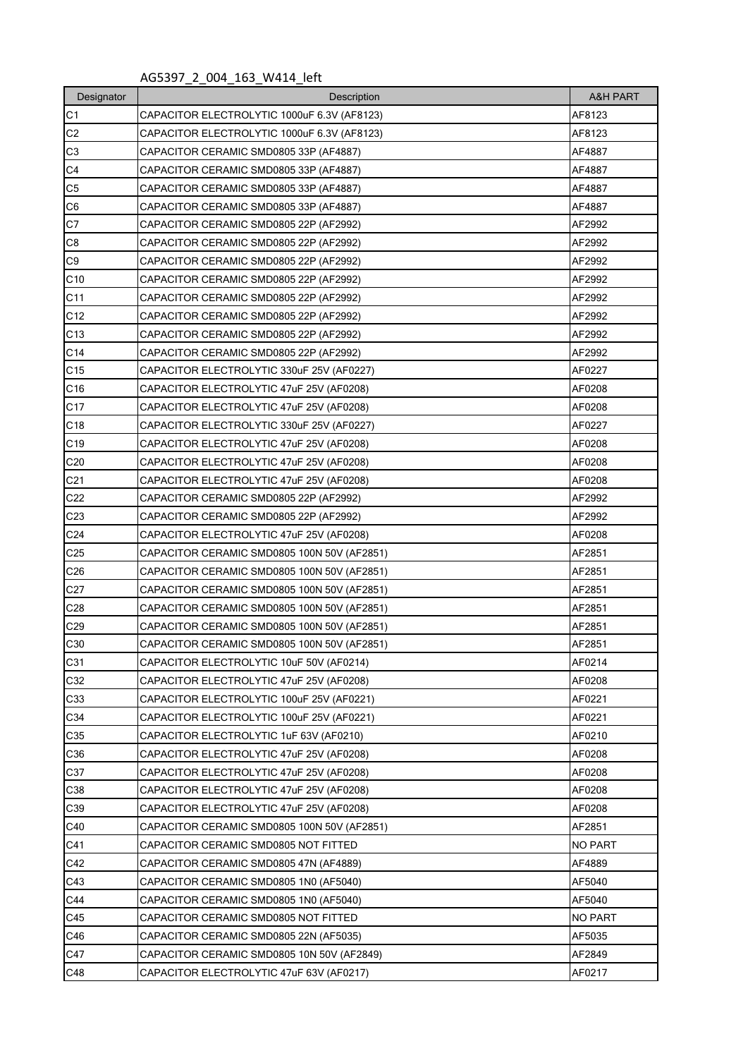AG5397_2_004_163_W414_left

| Designator | Description | A&H PART |
|---|---|---|
| C1 | CAPACITOR ELECTROLYTIC 1000uF 6.3V (AF8123) | AF8123 |
| C2 | CAPACITOR ELECTROLYTIC 1000uF 6.3V (AF8123) | AF8123 |
| C3 | CAPACITOR CERAMIC SMD0805 33P (AF4887) | AF4887 |
| C4 | CAPACITOR CERAMIC SMD0805 33P (AF4887) | AF4887 |
| C5 | CAPACITOR CERAMIC SMD0805 33P (AF4887) | AF4887 |
| C6 | CAPACITOR CERAMIC SMD0805 33P (AF4887) | AF4887 |
| C7 | CAPACITOR CERAMIC SMD0805 22P (AF2992) | AF2992 |
| C8 | CAPACITOR CERAMIC SMD0805 22P (AF2992) | AF2992 |
| C9 | CAPACITOR CERAMIC SMD0805 22P (AF2992) | AF2992 |
| C10 | CAPACITOR CERAMIC SMD0805 22P (AF2992) | AF2992 |
| C11 | CAPACITOR CERAMIC SMD0805 22P (AF2992) | AF2992 |
| C12 | CAPACITOR CERAMIC SMD0805 22P (AF2992) | AF2992 |
| C13 | CAPACITOR CERAMIC SMD0805 22P (AF2992) | AF2992 |
| C14 | CAPACITOR CERAMIC SMD0805 22P (AF2992) | AF2992 |
| C15 | CAPACITOR ELECTROLYTIC 330uF 25V (AF0227) | AF0227 |
| C16 | CAPACITOR ELECTROLYTIC 47uF 25V (AF0208) | AF0208 |
| C17 | CAPACITOR ELECTROLYTIC 47uF 25V (AF0208) | AF0208 |
| C18 | CAPACITOR ELECTROLYTIC 330uF 25V (AF0227) | AF0227 |
| C19 | CAPACITOR ELECTROLYTIC 47uF 25V (AF0208) | AF0208 |
| C20 | CAPACITOR ELECTROLYTIC 47uF 25V (AF0208) | AF0208 |
| C21 | CAPACITOR ELECTROLYTIC 47uF 25V (AF0208) | AF0208 |
| C22 | CAPACITOR CERAMIC SMD0805 22P (AF2992) | AF2992 |
| C23 | CAPACITOR CERAMIC SMD0805 22P (AF2992) | AF2992 |
| C24 | CAPACITOR ELECTROLYTIC 47uF 25V (AF0208) | AF0208 |
| C25 | CAPACITOR CERAMIC SMD0805 100N 50V (AF2851) | AF2851 |
| C26 | CAPACITOR CERAMIC SMD0805 100N 50V (AF2851) | AF2851 |
| C27 | CAPACITOR CERAMIC SMD0805 100N 50V (AF2851) | AF2851 |
| C28 | CAPACITOR CERAMIC SMD0805 100N 50V (AF2851) | AF2851 |
| C29 | CAPACITOR CERAMIC SMD0805 100N 50V (AF2851) | AF2851 |
| C30 | CAPACITOR CERAMIC SMD0805 100N 50V (AF2851) | AF2851 |
| C31 | CAPACITOR ELECTROLYTIC 10uF 50V (AF0214) | AF0214 |
| C32 | CAPACITOR ELECTROLYTIC 47uF 25V (AF0208) | AF0208 |
| C33 | CAPACITOR ELECTROLYTIC 100uF 25V (AF0221) | AF0221 |
| C34 | CAPACITOR ELECTROLYTIC 100uF 25V (AF0221) | AF0221 |
| C35 | CAPACITOR ELECTROLYTIC 1uF 63V (AF0210) | AF0210 |
| C36 | CAPACITOR ELECTROLYTIC 47uF 25V (AF0208) | AF0208 |
| C37 | CAPACITOR ELECTROLYTIC 47uF 25V (AF0208) | AF0208 |
| C38 | CAPACITOR ELECTROLYTIC 47uF 25V (AF0208) | AF0208 |
| C39 | CAPACITOR ELECTROLYTIC 47uF 25V (AF0208) | AF0208 |
| C40 | CAPACITOR CERAMIC SMD0805 100N 50V (AF2851) | AF2851 |
| C41 | CAPACITOR CERAMIC SMD0805 NOT FITTED | NO PART |
| C42 | CAPACITOR CERAMIC SMD0805 47N (AF4889) | AF4889 |
| C43 | CAPACITOR CERAMIC SMD0805 1N0 (AF5040) | AF5040 |
| C44 | CAPACITOR CERAMIC SMD0805 1N0 (AF5040) | AF5040 |
| C45 | CAPACITOR CERAMIC SMD0805 NOT FITTED | NO PART |
| C46 | CAPACITOR CERAMIC SMD0805 22N (AF5035) | AF5035 |
| C47 | CAPACITOR CERAMIC SMD0805 10N 50V (AF2849) | AF2849 |
| C48 | CAPACITOR ELECTROLYTIC 47uF 63V (AF0217) | AF0217 |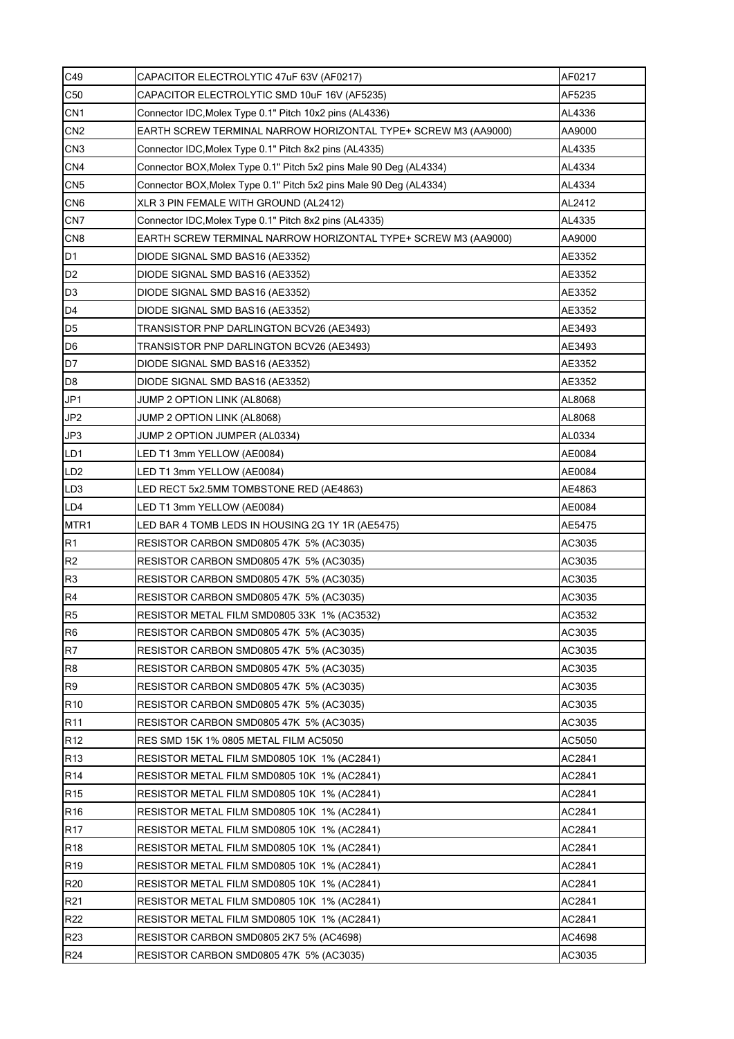| C49 | CAPACITOR ELECTROLYTIC 47uF 63V (AF0217) | AF0217 |
|---|---|---|
| C50 | CAPACITOR ELECTROLYTIC SMD 10uF 16V (AF5235) | AF5235 |
| CN1 | Connector IDC,Molex Type 0.1" Pitch 10x2 pins (AL4336) | AL4336 |
| CN2 | EARTH SCREW TERMINAL NARROW HORIZONTAL TYPE+ SCREW M3 (AA9000) | AA9000 |
| CN3 | Connector IDC,Molex Type 0.1" Pitch 8x2 pins (AL4335) | AL4335 |
| CN4 | Connector BOX,Molex Type 0.1" Pitch 5x2 pins Male 90 Deg (AL4334) | AL4334 |
| CN5 | Connector BOX,Molex Type 0.1" Pitch 5x2 pins Male 90 Deg (AL4334) | AL4334 |
| CN6 | XLR 3 PIN FEMALE WITH GROUND (AL2412) | AL2412 |
| CN7 | Connector IDC,Molex Type 0.1" Pitch 8x2 pins (AL4335) | AL4335 |
| CN8 | EARTH SCREW TERMINAL NARROW HORIZONTAL TYPE+ SCREW M3 (AA9000) | AA9000 |
| D1 | DIODE SIGNAL SMD BAS16 (AE3352) | AE3352 |
| D2 | DIODE SIGNAL SMD BAS16 (AE3352) | AE3352 |
| D3 | DIODE SIGNAL SMD BAS16 (AE3352) | AE3352 |
| D4 | DIODE SIGNAL SMD BAS16 (AE3352) | AE3352 |
| D5 | TRANSISTOR PNP DARLINGTON BCV26 (AE3493) | AE3493 |
| D6 | TRANSISTOR PNP DARLINGTON BCV26 (AE3493) | AE3493 |
| D7 | DIODE SIGNAL SMD BAS16 (AE3352) | AE3352 |
| D8 | DIODE SIGNAL SMD BAS16 (AE3352) | AE3352 |
| JP1 | JUMP 2 OPTION LINK (AL8068) | AL8068 |
| JP2 | JUMP 2 OPTION LINK (AL8068) | AL8068 |
| JP3 | JUMP 2 OPTION JUMPER (AL0334) | AL0334 |
| LD1 | LED T1 3mm YELLOW (AE0084) | AE0084 |
| LD2 | LED T1 3mm YELLOW (AE0084) | AE0084 |
| LD3 | LED RECT 5x2.5MM TOMBSTONE RED (AE4863) | AE4863 |
| LD4 | LED T1 3mm YELLOW (AE0084) | AE0084 |
| MTR1 | LED BAR 4 TOMB LEDS IN HOUSING 2G 1Y 1R (AE5475) | AE5475 |
| R1 | RESISTOR CARBON SMD0805 47K 5% (AC3035) | AC3035 |
| R2 | RESISTOR CARBON SMD0805 47K 5% (AC3035) | AC3035 |
| R3 | RESISTOR CARBON SMD0805 47K 5% (AC3035) | AC3035 |
| R4 | RESISTOR CARBON SMD0805 47K 5% (AC3035) | AC3035 |
| R5 | RESISTOR METAL FILM SMD0805 33K 1% (AC3532) | AC3532 |
| R6 | RESISTOR CARBON SMD0805 47K 5% (AC3035) | AC3035 |
| R7 | RESISTOR CARBON SMD0805 47K 5% (AC3035) | AC3035 |
| R8 | RESISTOR CARBON SMD0805 47K 5% (AC3035) | AC3035 |
| R9 | RESISTOR CARBON SMD0805 47K 5% (AC3035) | AC3035 |
| R10 | RESISTOR CARBON SMD0805 47K 5% (AC3035) | AC3035 |
| R11 | RESISTOR CARBON SMD0805 47K 5% (AC3035) | AC3035 |
| R12 | RES SMD 15K 1% 0805 METAL FILM AC5050 | AC5050 |
| R13 | RESISTOR METAL FILM SMD0805 10K 1% (AC2841) | AC2841 |
| R14 | RESISTOR METAL FILM SMD0805 10K 1% (AC2841) | AC2841 |
| R15 | RESISTOR METAL FILM SMD0805 10K 1% (AC2841) | AC2841 |
| R16 | RESISTOR METAL FILM SMD0805 10K 1% (AC2841) | AC2841 |
| R17 | RESISTOR METAL FILM SMD0805 10K 1% (AC2841) | AC2841 |
| R18 | RESISTOR METAL FILM SMD0805 10K 1% (AC2841) | AC2841 |
| R19 | RESISTOR METAL FILM SMD0805 10K 1% (AC2841) | AC2841 |
| R20 | RESISTOR METAL FILM SMD0805 10K 1% (AC2841) | AC2841 |
| R21 | RESISTOR METAL FILM SMD0805 10K 1% (AC2841) | AC2841 |
| R22 | RESISTOR METAL FILM SMD0805 10K 1% (AC2841) | AC2841 |
| R23 | RESISTOR CARBON SMD0805 2K7 5% (AC4698) | AC4698 |
| R24 | RESISTOR CARBON SMD0805 47K 5% (AC3035) | AC3035 |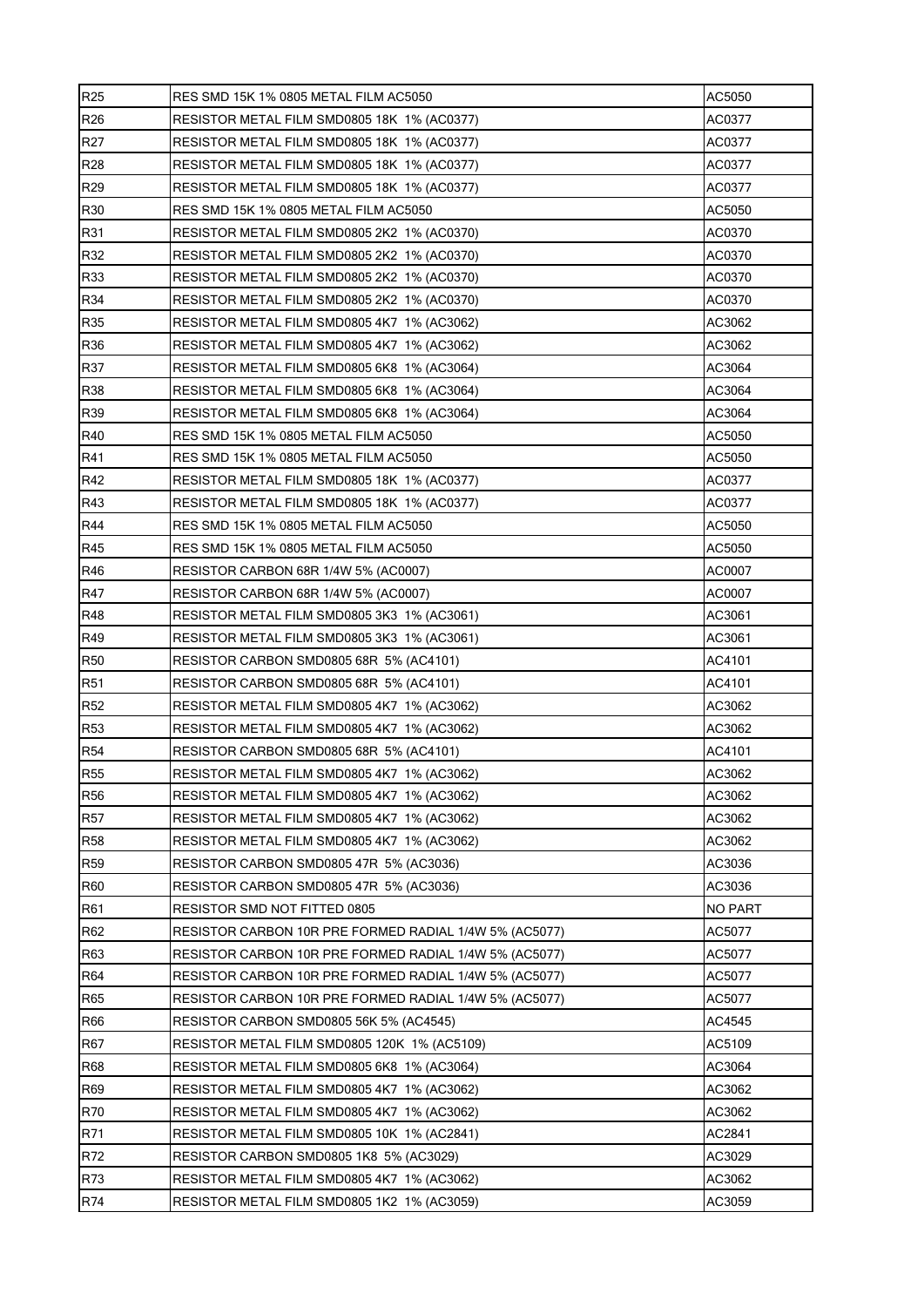| R25 | RES SMD 15K 1% 0805 METAL FILM AC5050 | AC5050 |
|---|---|---|
| R26 | RESISTOR METAL FILM SMD0805 18K 1% (AC0377) | AC0377 |
| R27 | RESISTOR METAL FILM SMD0805 18K 1% (AC0377) | AC0377 |
| R28 | RESISTOR METAL FILM SMD0805 18K 1% (AC0377) | AC0377 |
| R29 | RESISTOR METAL FILM SMD0805 18K 1% (AC0377) | AC0377 |
| R30 | RES SMD 15K 1% 0805 METAL FILM AC5050 | AC5050 |
| R31 | RESISTOR METAL FILM SMD0805 2K2 1% (AC0370) | AC0370 |
| R32 | RESISTOR METAL FILM SMD0805 2K2 1% (AC0370) | AC0370 |
| R33 | RESISTOR METAL FILM SMD0805 2K2 1% (AC0370) | AC0370 |
| R34 | RESISTOR METAL FILM SMD0805 2K2 1% (AC0370) | AC0370 |
| R35 | RESISTOR METAL FILM SMD0805 4K7 1% (AC3062) | AC3062 |
| R36 | RESISTOR METAL FILM SMD0805 4K7 1% (AC3062) | AC3062 |
| R37 | RESISTOR METAL FILM SMD0805 6K8 1% (AC3064) | AC3064 |
| R38 | RESISTOR METAL FILM SMD0805 6K8 1% (AC3064) | AC3064 |
| R39 | RESISTOR METAL FILM SMD0805 6K8 1% (AC3064) | AC3064 |
| R40 | RES SMD 15K 1% 0805 METAL FILM AC5050 | AC5050 |
| R41 | RES SMD 15K 1% 0805 METAL FILM AC5050 | AC5050 |
| R42 | RESISTOR METAL FILM SMD0805 18K 1% (AC0377) | AC0377 |
| R43 | RESISTOR METAL FILM SMD0805 18K 1% (AC0377) | AC0377 |
| R44 | RES SMD 15K 1% 0805 METAL FILM AC5050 | AC5050 |
| R45 | RES SMD 15K 1% 0805 METAL FILM AC5050 | AC5050 |
| R46 | RESISTOR CARBON 68R 1/4W 5% (AC0007) | AC0007 |
| R47 | RESISTOR CARBON 68R 1/4W 5% (AC0007) | AC0007 |
| R48 | RESISTOR METAL FILM SMD0805 3K3 1% (AC3061) | AC3061 |
| R49 | RESISTOR METAL FILM SMD0805 3K3 1% (AC3061) | AC3061 |
| R50 | RESISTOR CARBON SMD0805 68R 5% (AC4101) | AC4101 |
| R51 | RESISTOR CARBON SMD0805 68R 5% (AC4101) | AC4101 |
| R52 | RESISTOR METAL FILM SMD0805 4K7 1% (AC3062) | AC3062 |
| R53 | RESISTOR METAL FILM SMD0805 4K7 1% (AC3062) | AC3062 |
| R54 | RESISTOR CARBON SMD0805 68R 5% (AC4101) | AC4101 |
| R55 | RESISTOR METAL FILM SMD0805 4K7 1% (AC3062) | AC3062 |
| R56 | RESISTOR METAL FILM SMD0805 4K7 1% (AC3062) | AC3062 |
| R57 | RESISTOR METAL FILM SMD0805 4K7 1% (AC3062) | AC3062 |
| R58 | RESISTOR METAL FILM SMD0805 4K7 1% (AC3062) | AC3062 |
| R59 | RESISTOR CARBON SMD0805 47R 5% (AC3036) | AC3036 |
| R60 | RESISTOR CARBON SMD0805 47R 5% (AC3036) | AC3036 |
| R61 | RESISTOR SMD NOT FITTED 0805 | NO PART |
| R62 | RESISTOR CARBON 10R PRE FORMED RADIAL 1/4W 5% (AC5077) | AC5077 |
| R63 | RESISTOR CARBON 10R PRE FORMED RADIAL 1/4W 5% (AC5077) | AC5077 |
| R64 | RESISTOR CARBON 10R PRE FORMED RADIAL 1/4W 5% (AC5077) | AC5077 |
| R65 | RESISTOR CARBON 10R PRE FORMED RADIAL 1/4W 5% (AC5077) | AC5077 |
| R66 | RESISTOR CARBON SMD0805 56K 5% (AC4545) | AC4545 |
| R67 | RESISTOR METAL FILM SMD0805 120K 1% (AC5109) | AC5109 |
| R68 | RESISTOR METAL FILM SMD0805 6K8 1% (AC3064) | AC3064 |
| R69 | RESISTOR METAL FILM SMD0805 4K7 1% (AC3062) | AC3062 |
| R70 | RESISTOR METAL FILM SMD0805 4K7 1% (AC3062) | AC3062 |
| R71 | RESISTOR METAL FILM SMD0805 10K 1% (AC2841) | AC2841 |
| R72 | RESISTOR CARBON SMD0805 1K8 5% (AC3029) | AC3029 |
| R73 | RESISTOR METAL FILM SMD0805 4K7 1% (AC3062) | AC3062 |
| R74 | RESISTOR METAL FILM SMD0805 1K2 1% (AC3059) | AC3059 |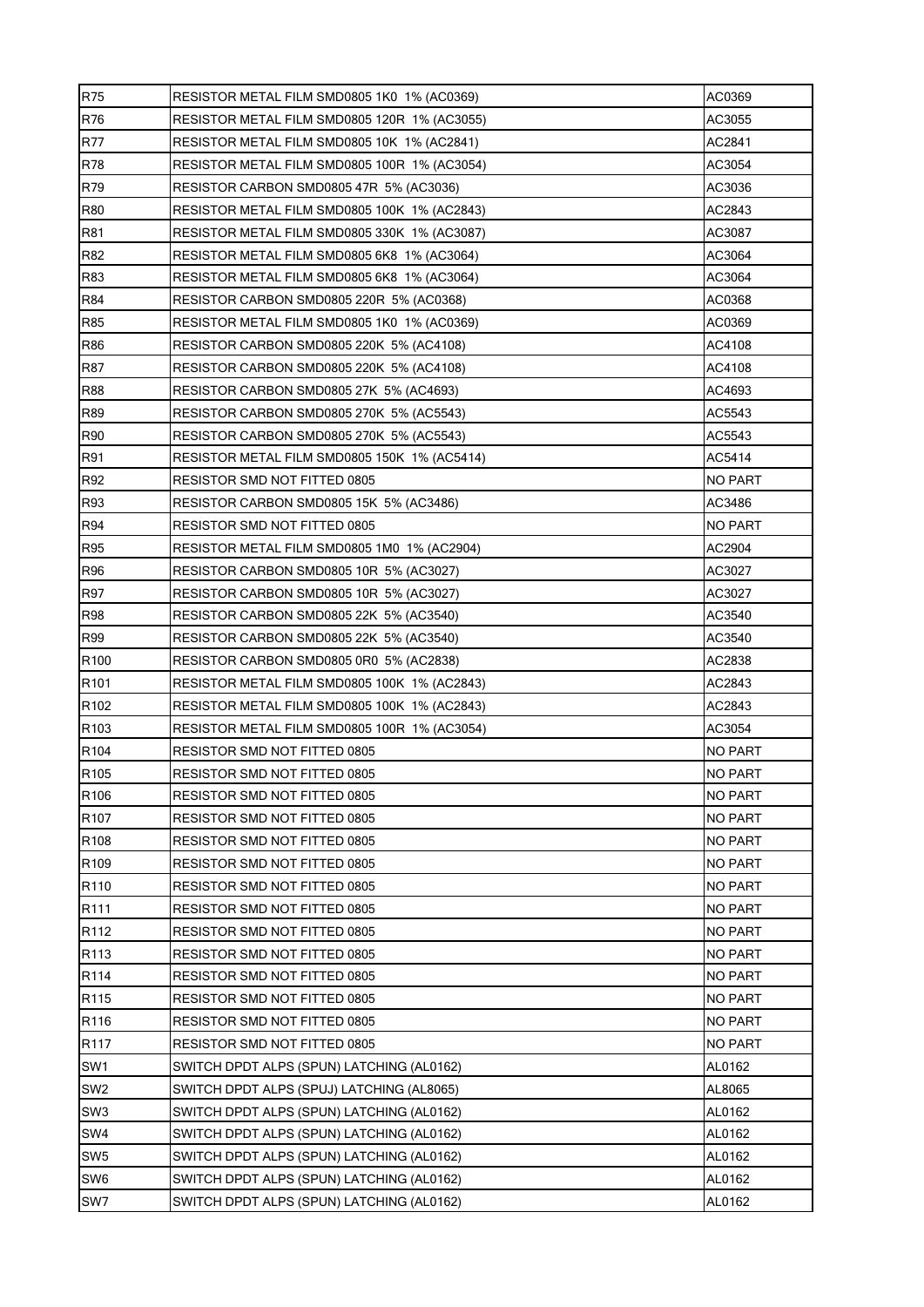| R75 | RESISTOR METAL FILM SMD0805 1K0 1% (AC0369) | AC0369 |
|---|---|---|
| R76 | RESISTOR METAL FILM SMD0805 120R 1% (AC3055) | AC3055 |
| R77 | RESISTOR METAL FILM SMD0805 10K 1% (AC2841) | AC2841 |
| R78 | RESISTOR METAL FILM SMD0805 100R 1% (AC3054) | AC3054 |
| R79 | RESISTOR CARBON SMD0805 47R 5% (AC3036) | AC3036 |
| R80 | RESISTOR METAL FILM SMD0805 100K 1% (AC2843) | AC2843 |
| R81 | RESISTOR METAL FILM SMD0805 330K 1% (AC3087) | AC3087 |
| R82 | RESISTOR METAL FILM SMD0805 6K8 1% (AC3064) | AC3064 |
| R83 | RESISTOR METAL FILM SMD0805 6K8 1% (AC3064) | AC3064 |
| R84 | RESISTOR CARBON SMD0805 220R 5% (AC0368) | AC0368 |
| R85 | RESISTOR METAL FILM SMD0805 1K0 1% (AC0369) | AC0369 |
| R86 | RESISTOR CARBON SMD0805 220K 5% (AC4108) | AC4108 |
| R87 | RESISTOR CARBON SMD0805 220K 5% (AC4108) | AC4108 |
| R88 | RESISTOR CARBON SMD0805 27K 5% (AC4693) | AC4693 |
| R89 | RESISTOR CARBON SMD0805 270K 5% (AC5543) | AC5543 |
| R90 | RESISTOR CARBON SMD0805 270K 5% (AC5543) | AC5543 |
| R91 | RESISTOR METAL FILM SMD0805 150K 1% (AC5414) | AC5414 |
| R92 | RESISTOR SMD NOT FITTED 0805 | NO PART |
| R93 | RESISTOR CARBON SMD0805 15K 5% (AC3486) | AC3486 |
| R94 | RESISTOR SMD NOT FITTED 0805 | NO PART |
| R95 | RESISTOR METAL FILM SMD0805 1M0 1% (AC2904) | AC2904 |
| R96 | RESISTOR CARBON SMD0805 10R 5% (AC3027) | AC3027 |
| R97 | RESISTOR CARBON SMD0805 10R 5% (AC3027) | AC3027 |
| R98 | RESISTOR CARBON SMD0805 22K 5% (AC3540) | AC3540 |
| R99 | RESISTOR CARBON SMD0805 22K 5% (AC3540) | AC3540 |
| R100 | RESISTOR CARBON SMD0805 0R0 5% (AC2838) | AC2838 |
| R101 | RESISTOR METAL FILM SMD0805 100K 1% (AC2843) | AC2843 |
| R102 | RESISTOR METAL FILM SMD0805 100K 1% (AC2843) | AC2843 |
| R103 | RESISTOR METAL FILM SMD0805 100R 1% (AC3054) | AC3054 |
| R104 | RESISTOR SMD NOT FITTED 0805 | NO PART |
| R105 | RESISTOR SMD NOT FITTED 0805 | NO PART |
| R106 | RESISTOR SMD NOT FITTED 0805 | NO PART |
| R107 | RESISTOR SMD NOT FITTED 0805 | NO PART |
| R108 | RESISTOR SMD NOT FITTED 0805 | NO PART |
| R109 | RESISTOR SMD NOT FITTED 0805 | NO PART |
| R110 | RESISTOR SMD NOT FITTED 0805 | NO PART |
| R111 | RESISTOR SMD NOT FITTED 0805 | NO PART |
| R112 | RESISTOR SMD NOT FITTED 0805 | NO PART |
| R113 | RESISTOR SMD NOT FITTED 0805 | NO PART |
| R114 | RESISTOR SMD NOT FITTED 0805 | NO PART |
| R115 | RESISTOR SMD NOT FITTED 0805 | NO PART |
| R116 | RESISTOR SMD NOT FITTED 0805 | NO PART |
| R117 | RESISTOR SMD NOT FITTED 0805 | NO PART |
| SW1 | SWITCH DPDT ALPS (SPUN) LATCHING (AL0162) | AL0162 |
| SW2 | SWITCH DPDT ALPS (SPUJ) LATCHING (AL8065) | AL8065 |
| SW3 | SWITCH DPDT ALPS (SPUN) LATCHING (AL0162) | AL0162 |
| SW4 | SWITCH DPDT ALPS (SPUN) LATCHING (AL0162) | AL0162 |
| SW5 | SWITCH DPDT ALPS (SPUN) LATCHING (AL0162) | AL0162 |
| SW6 | SWITCH DPDT ALPS (SPUN) LATCHING (AL0162) | AL0162 |
| SW7 | SWITCH DPDT ALPS (SPUN) LATCHING (AL0162) | AL0162 |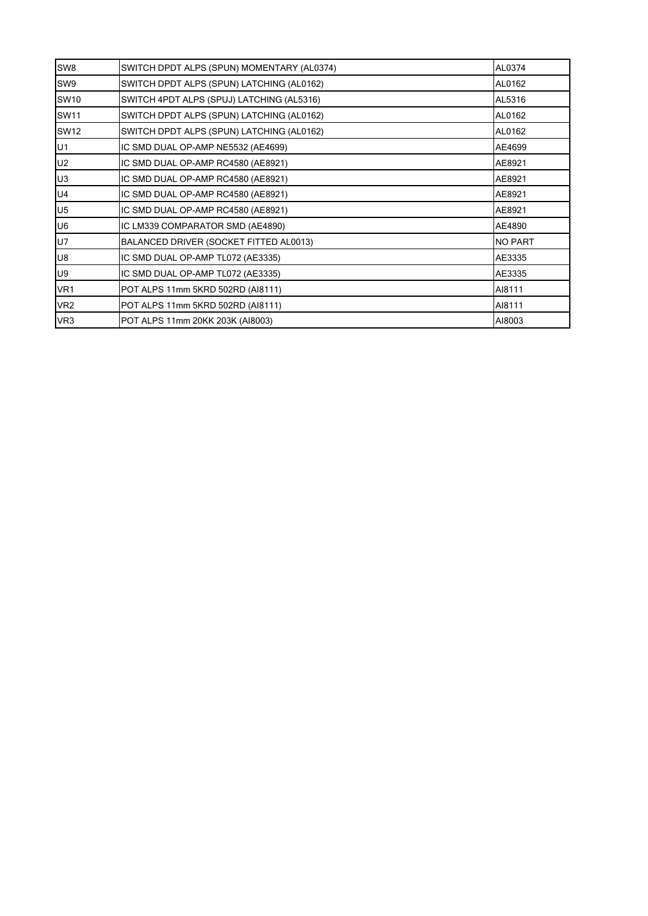| SW8 | SWITCH DPDT ALPS (SPUN) MOMENTARY (AL0374) | AL0374 |
|---|---|---|
| SW9 | SWITCH DPDT ALPS (SPUN) LATCHING (AL0162) | AL0162 |
| SW10 | SWITCH 4PDT ALPS (SPUJ) LATCHING (AL5316) | AL5316 |
| SW11 | SWITCH DPDT ALPS (SPUN) LATCHING (AL0162) | AL0162 |
| SW12 | SWITCH DPDT ALPS (SPUN) LATCHING (AL0162) | AL0162 |
| U1 | IC SMD DUAL OP-AMP NE5532 (AE4699) | AE4699 |
| U2 | IC SMD DUAL OP-AMP RC4580 (AE8921) | AE8921 |
| U3 | IC SMD DUAL OP-AMP RC4580 (AE8921) | AE8921 |
| U4 | IC SMD DUAL OP-AMP RC4580 (AE8921) | AE8921 |
| U5 | IC SMD DUAL OP-AMP RC4580 (AE8921) | AE8921 |
| U6 | IC LM339 COMPARATOR SMD (AE4890) | AE4890 |
| U7 | BALANCED DRIVER (SOCKET FITTED AL0013) | NO PART |
| U8 | IC SMD DUAL OP-AMP TL072 (AE3335) | AE3335 |
| U9 | IC SMD DUAL OP-AMP TL072 (AE3335) | AE3335 |
| VR1 | POT ALPS 11mm 5KRD 502RD (AI8111) | AI8111 |
| VR2 | POT ALPS 11mm 5KRD 502RD (AI8111) | AI8111 |
| VR3 | POT ALPS 11mm 20KK 203K (AI8003) | AI8003 |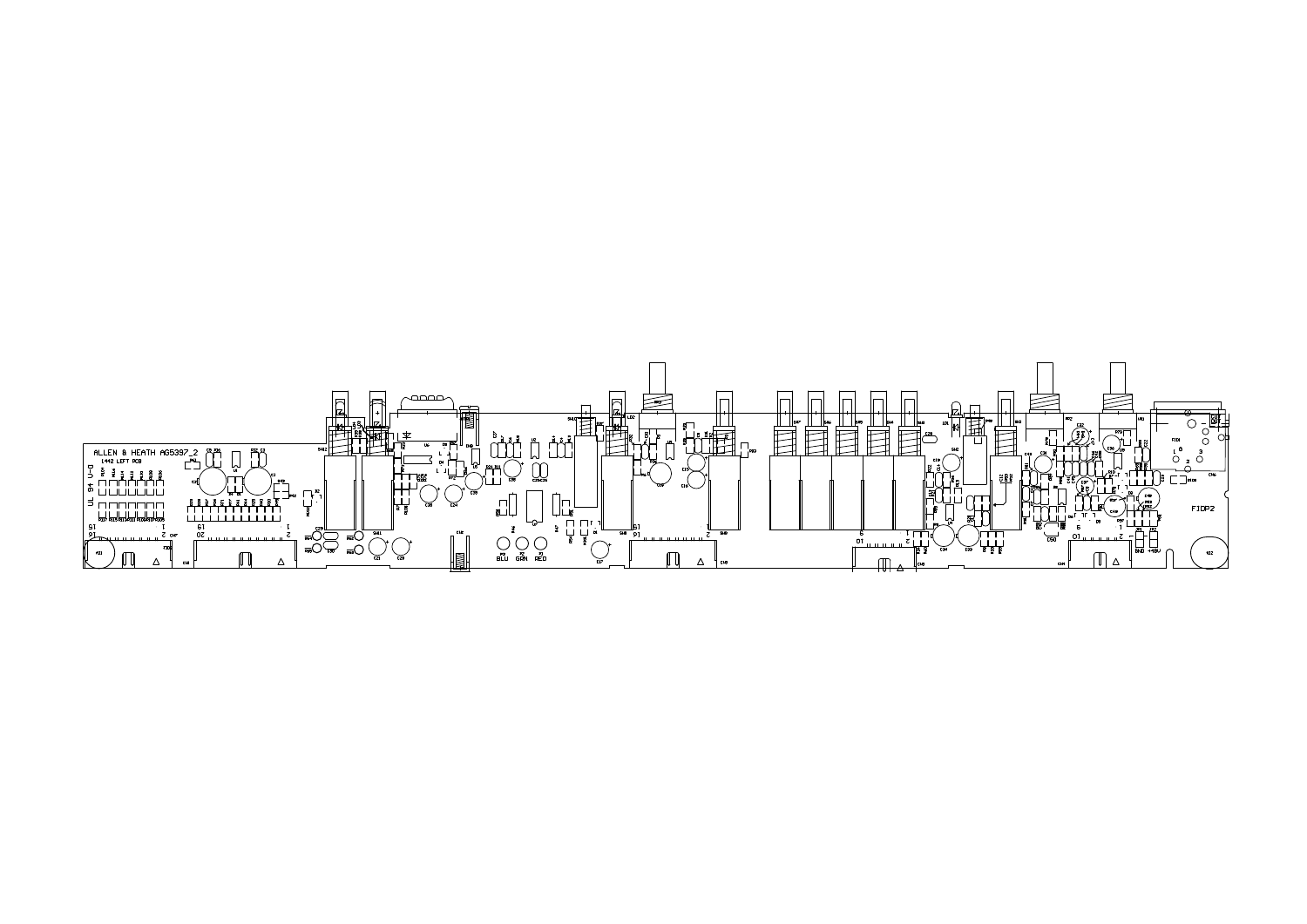ALLEN & HEATH AG5397_2

1442 LEFT PCB

BLU GRN RED

FIDP2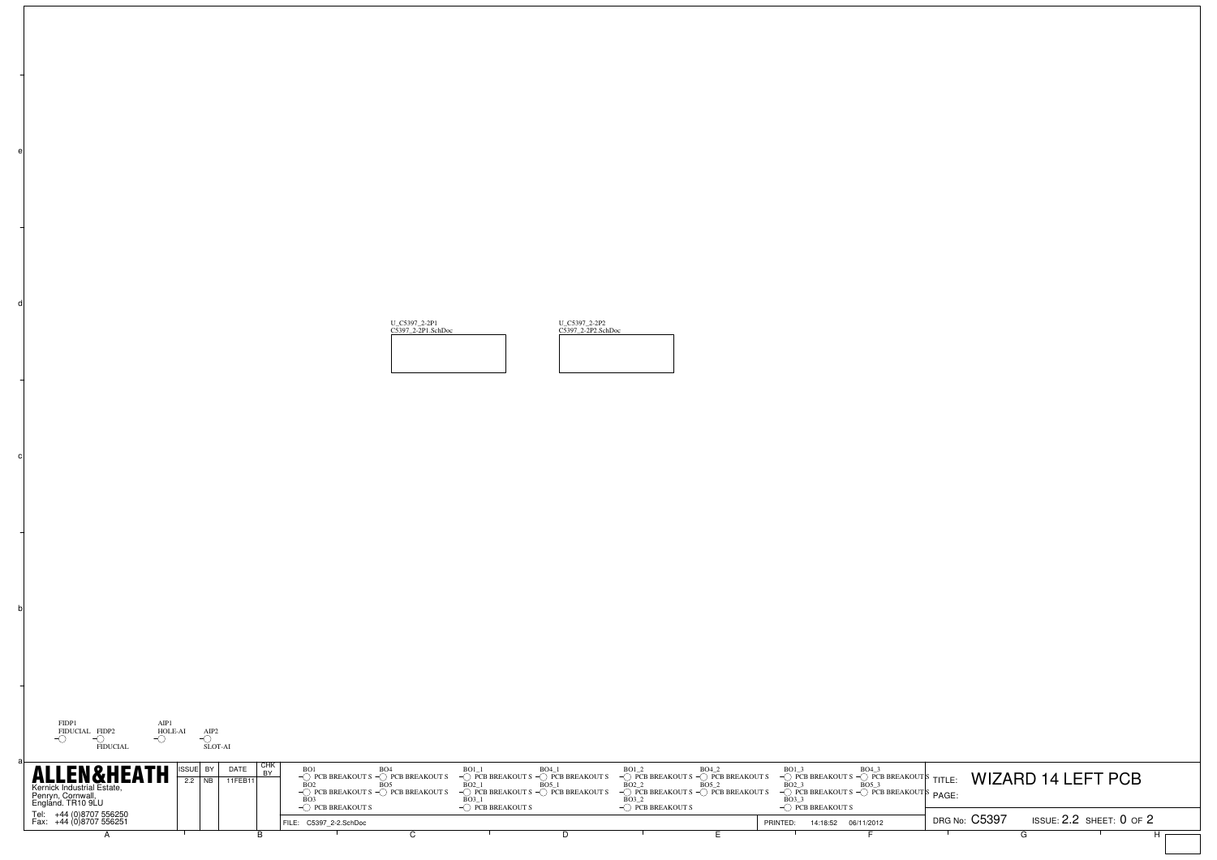U_C5397_2-2P1
C5397_2-2P1.SchDoc

U_C5397_2-2P2
C5397_2-2P2.SchDoc

FIDP1
FIDUCIAL

FIDP2
FIDUCIAL

AIP1
HOLE-AI

AIP2
SLOT-AI

BO1 PCB BREAKOUT S
BO2 PCB BREAKOUT S
BO3 PCB BREAKOUT S
BO4 PCB BREAKOUT S
BO5 PCB BREAKOUT S

BO1_1 PCB BREAKOUT S
BO2_1 PCB BREAKOUT S
BO3_1 PCB BREAKOUT S
BO4_1 PCB BREAKOUT S
BO5_1 PCB BREAKOUT S

BO1_2 PCB BREAKOUT S
BO2_2 PCB BREAKOUT S
BO3_2 PCB BREAKOUT S
BO4_2 PCB BREAKOUT S
BO5_2 PCB BREAKOUT S

BO1_3 PCB BREAKOUT S
BO2_3 PCB BREAKOUT S
BO3_3 PCB BREAKOUT S
BO4_3 PCB BREAKOUT S
BO5_3 PCB BREAKOUT S

**ALLEN&HEATH**
Kernick Industrial Estate,
Penryn, Cornwall,
England. TR10 9LU
Tel: +44 (0)8707 556250
Fax: +44 (0)8707 556251

| ISSUE | BY | DATE | CHK BY |
|---|---|---|---|
| 2.2 | NB | 11FEB11 | |

FILE: C5397_2-2.SchDoc

PRINTED: 14:18:52 06/11/2012

TITLE: WIZARD 14 LEFT PCB

PAGE:

DRG No: C5397 ISSUE: 2.2 SHEET: 0 OF 2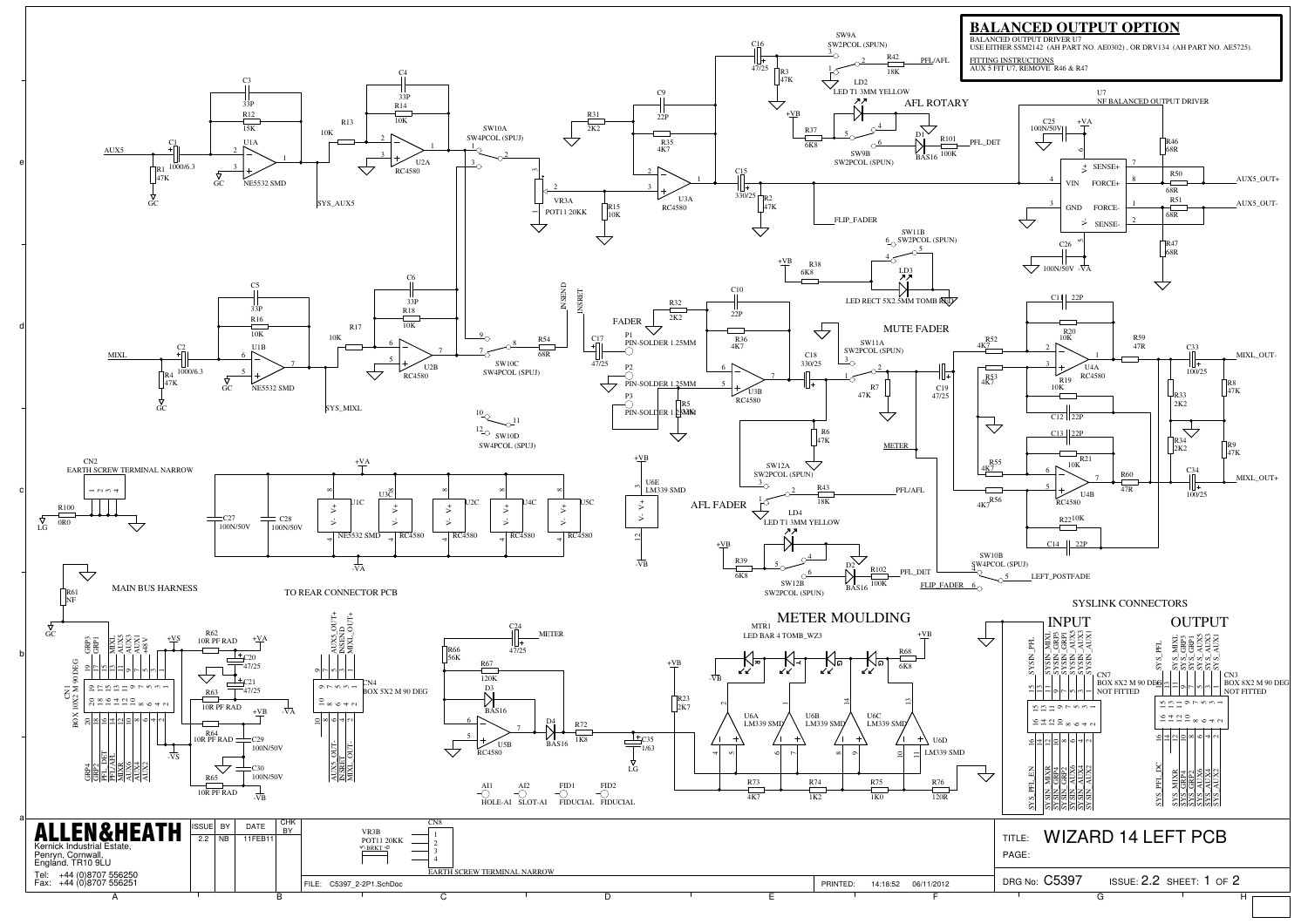## BALANCED OUTPUT OPTION

BALANCED OUTPUT DRIVER U7
USE EITHER SSM2142 (AH PART NO. AE0302) , OR DRV134 (AH PART NO. AE5725).

FITTING INSTRUCTIONS
AUX 5 FIT U7, REMOVE R46 & R47

AUX5 — C1 1000/6.3 — R1 47K — U1A NE5532 SMD — C3 33P — R12 15K — SYS_AUX5 — R13 10K — C4 33P — R14 10K — U2A RC4580 — SW10A SW4PCOL (SPUJ) — VR3A POT11 20KK — R15 10K — R31 2K2 — C9 22P — R35 4K7 — U3A RC4580 — C15 330/25 — R2 47K — FLIP_FADER

C16 47/25 — R3 47K — SW9A SW2PCOL (SPUN) — R42 18K — PFL/AFL — LD2 LED T1 3MM YELLOW — AFL ROTARY — R37 6K8 — SW9B SW2PCOL (SPUN) — D1 BAS16 — R101 100K — PFL_DET

U7 NF BALANCED OUTPUT DRIVER — C25 100N/50V — +VA — VIN — GND — V+ — V- — SENSE+ — FORCE+ — FORCE- — SENSE- — R46 68R — R50 68R — R51 68R — R47 68R — C26 100N/50V -VA — AUX5_OUT+ — AUX5_OUT-

SW11B SW2PCOL (SPUN) — R38 6K8 — LD3 LED RECT 5X2.5MM TOMB RED

MIXL — C2 1000/6.3 — R4 47K — U1B NE5532 SMD — C5 33P — R16 10K — SYS_MIXL — R17 10K — C6 33P — R18 10K — U2B RC4580 — SW10C SW4PCOL (SPUJ) — R54 68R — INSEND — INSRET — SW10D SW4PCOL (SPUJ)

FADER — C17 47/25 — P1 PIN-SOLDER 1.25MM — P2 PIN-SOLDER 1.25MM — P3 PIN-SOLDER 1.25MM — R5 10K — R32 2K2 — C10 22P — R36 4K7 — U3B RC4580 — C18 330/25 — R6 47K — MUTE FADER — SW11A SW2PCOL (SPUN) — R7 47K — C19 47/25 — METER

R52 4K7 — R53 4K7 — R20 10K — R19 10K — C11 22P — C12 22P — U4A RC4580 — R59 47R — C33 100/25 — R33 2K2 — R8 47K — MIXL_OUT-
R55 4K7 — R56 4K7 — R21 10K — R22 10K — C13 22P — C14 22P — U4B RC4580 — R60 47R — C34 100/25 — R34 2K2 — R9 47K — MIXL_OUT+

SW12A SW2PCOL (SPUN) — R43 18K — PFL/AFL — AFL FADER — LD4 LED T1 3MM YELLOW — R39 6K8 — SW12B SW2PCOL (SPUN) — D2 BAS16 — R102 100K — PFL_DET — SW10B SW4PCOL (SPUJ) — FLIP_FADER — LEFT_POSTFADE

CN2 EARTH SCREW TERMINAL NARROW — R100 0R0 — LG
C27 100N/50V — C28 100N/50V — U1C NE5532 SMD — U3C RC4580 — U2C RC4580 — U4C RC4580 — U5C RC4580 — +VA — -VA
U6E LM339 SMD — +VB — -VB

R61 NF — GC
MAIN BUS HARNESS — CN1 BOX 10X2 M 90 DEG — GRP3, GRP1, MIXL, AUX5, AUX3, AUX1, 48V — GRP4, GRP2, PFL_DET, PFL/AFL, MIXR, AUX6, AUX4, AUX2
R62 10R PF RAD — C20 47/25 — C21 47/25 — R63 10R PF RAD — R64 10R PF RAD — C29 100N/50V — C30 100N/50V — R65 10R PF RAD — +VS — -VS — +VA — -VA — +VB — -VB

TO REAR CONNECTOR PCB — CN4 BOX 5X2 M 90 DEG — AUX5_OUT+, INSEND, MIXL_OUT+ — AUX5_OUT-, INSRET, MIXL_OUT-

R66 56K — R67 120K — D3 BAS16 — U5B RC4580 — C24 47/25 — METER — D4 BAS16 — R72 1K8 — C35 1/63 — LG

METER MOULDING — MTR1 LED BAR 4 TOMB_WZ3 — R23 2K7 — R68 6K8 — +VB — -VB — U6A LM339 SMD — U6B LM339 SMD — U6C LM339 SMD — U6D LM339 SMD — R73 4K7 — R74 1K2 — R75 1K0 — R76 120R

AI1 HOLE-AI — AI2 SLOT-AI — FID1 FIDUCIAL — FID2 FIDUCIAL

SYSLINK CONNECTORS
INPUT — CN7 BOX 8X2 M 90 DEG NOT FITTED — SYSIN_PFL, SYSIN_MIXL, SYSIN_GRP3, SYSIN_GRP1, SYSIN_AUX5, SYSIN_AUX3, SYSIN_AUX1 — SYS_PFL_EN, SYSIN_MIXR, SYSIN_GRP4, SYSIN_GRP2, SYSIN_AUX6, SYSIN_AUX4, SYSIN_AUX2
OUTPUT — CN3 BOX 8X2 M 90 DEG NOT FITTED — SYS_PFL, SYS_MIXL, SYS_GRP3, SYS_GRP1, SYS_AUX5, SYS_AUX3, SYS_AUX1 — SYS_PFL_DC, SYS_MIXR, SYS_GRP4, SYS_GRP2, SYS_AUX6, SYS_AUX4, SYS_AUX2

CN8 EARTH SCREW TERMINAL NARROW — VR3B POT11 20KK

**ALLEN&HEATH**
Kernick Industrial Estate,
Penryn, Cornwall,
England. TR10 9LU
Tel: +44 (0)8707 556250
Fax: +44 (0)8707 556251

| ISSUE | BY | DATE | CHK BY |
|---|---|---|---|
| 2.2 | NB | 11FEB11 | |

FILE: C5397_2-2P1.SchDoc — PRINTED: 14:18:52 06/11/2012

TITLE: WIZARD 14 LEFT PCB
PAGE:
DRG No: C5397 ISSUE: 2.2 SHEET: 1 OF 2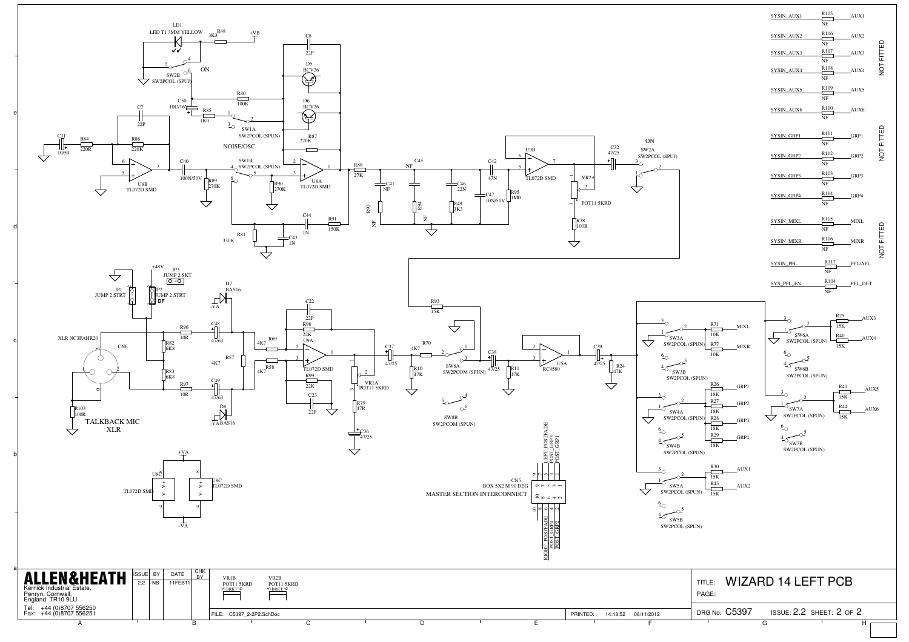NOT FITTED

| | | |
|---|---|---|
| SYSIN_AUX1 | R105 NF | AUX1 |
| SYSIN_AUX2 | R106 NF | AUX2 |
| SYSIN_AUX3 | R107 NF | AUX3 |
| SYSIN_AUX4 | R108 NF | AUX4 |
| SYSIN_AUX5 | R109 NF | AUX5 |
| SYSIN_AUX6 | R110 NF | AUX6 |
| SYSIN_GRP1 | R111 NF | GRP1 |
| SYSIN_GRP2 | R112 NF | GRP2 |
| SYSIN_GRP3 | R113 NF | GRP3 |
| SYSIN_GRP4 | R114 NF | GRP4 |
| SYSIN_MIXL | R115 NF | MIXL |
| SYSIN_MIXR | R116 NF | MIXR |
| SYSIN_PFL | R117 NF | PFL/AFL |
| SYS_PFL_EN | R104 NF | PFL_DET |

NOISE/OSC

TALKBACK MIC XLR

MASTER SECTION INTERCONNECT

CN5 BOX 5X2 M 90 DEG

LEFT_POSTFADE, POST_GRP3, POST_GRP1, RIGHT_POSTFADE, POST_GRP4, POST_GRP2

VR1B POT11 5KRD BRKT

VR2B POT11 5KRD BRKT

ALLEN&HEATH

Kernick Industrial Estate, Penryn, Cornwall, England. TR10 9LU

Tel: +44 (0)8707 556250
Fax: +44 (0)8707 556251

| ISSUE | BY | DATE | CHK BY |
|---|---|---|---|
| 2.2 | NB | 11FEB11 | |

FILE: C5397_2-2P2.SchDoc

PRINTED: 14:18:52 06/11/2012

TITLE: WIZARD 14 LEFT PCB

PAGE:

DRG No: C5397 ISSUE: 2.2 SHEET: 2 OF 2